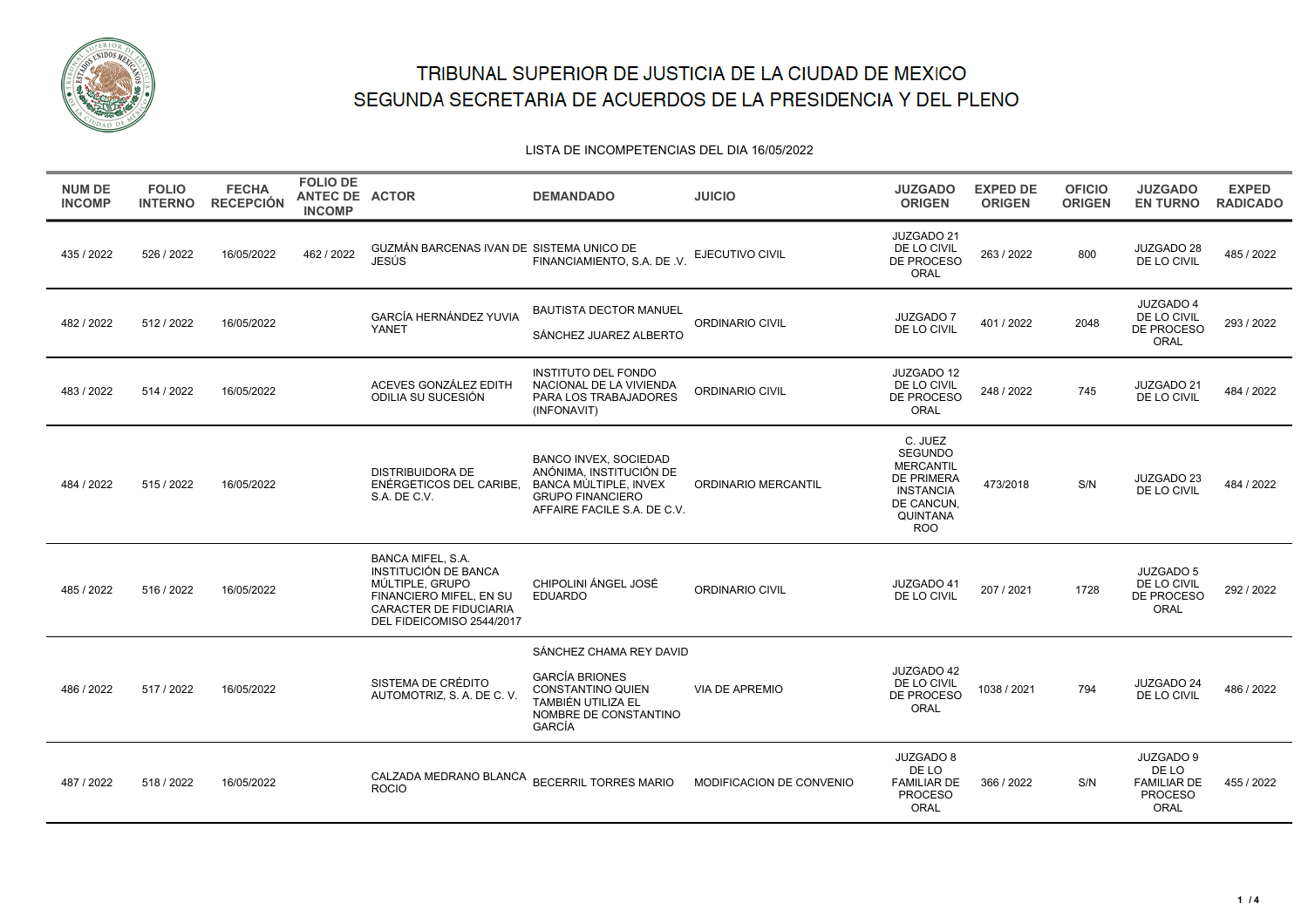# TRIBUNAL SUPERIOR DE JUSTICIA DE LA CIUDAD DE MEXICO
# SEGUNDA SECRETARIA DE ACUERDOS DE LA PRESIDENCIA Y DEL PLENO

LISTA DE INCOMPETENCIAS DEL DIA 16/05/2022

| NUM DE INCOMP | FOLIO INTERNO | FECHA RECEPCIÓN | FOLIO DE ANTEC DE INCOMP | ACTOR | DEMANDADO | JUICIO | JUZGADO ORIGEN | EXPED DE ORIGEN | OFICIO ORIGEN | JUZGADO EN TURNO | EXPED RADICADO |
|---|---|---|---|---|---|---|---|---|---|---|---|
| 435 / 2022 | 526 / 2022 | 16/05/2022 | 462 / 2022 | GUZMÁN BARCENAS IVAN DE JESÚS | SISTEMA UNICO DE FINANCIAMIENTO, S.A. DE .V. | EJECUTIVO CIVIL | JUZGADO 21 DE LO CIVIL DE PROCESO ORAL | 263 / 2022 | 800 | JUZGADO 28 DE LO CIVIL | 485 / 2022 |
| 482 / 2022 | 512 / 2022 | 16/05/2022 | | GARCÍA HERNÁNDEZ YUVIA YANET | BAUTISTA DECTOR MANUEL<br>SÁNCHEZ JUAREZ ALBERTO | ORDINARIO CIVIL | JUZGADO 7 DE LO CIVIL | 401 / 2022 | 2048 | JUZGADO 4 DE LO CIVIL DE PROCESO ORAL | 293 / 2022 |
| 483 / 2022 | 514 / 2022 | 16/05/2022 | | ACEVES GONZÁLEZ EDITH ODILIA SU SUCESIÓN | INSTITUTO DEL FONDO NACIONAL DE LA VIVIENDA PARA LOS TRABAJADORES (INFONAVIT) | ORDINARIO CIVIL | JUZGADO 12 DE LO CIVIL DE PROCESO ORAL | 248 / 2022 | 745 | JUZGADO 21 DE LO CIVIL | 484 / 2022 |
| 484 / 2022 | 515 / 2022 | 16/05/2022 | | DISTRIBUIDORA DE ENÉRGETICOS DEL CARIBE, S.A. DE C.V. | BANCO INVEX, SOCIEDAD ANÓNIMA, INSTITUCIÓN DE BANCA MÚLTIPLE, INVEX GRUPO FINANCIERO AFFAIRE FACILE S.A. DE C.V. | ORDINARIO MERCANTIL | C. JUEZ SEGUNDO MERCANTIL DE PRIMERA INSTANCIA DE CANCUN, QUINTANA ROO | 473/2018 | S/N | JUZGADO 23 DE LO CIVIL | 484 / 2022 |
| 485 / 2022 | 516 / 2022 | 16/05/2022 | | BANCA MIFEL, S.A. INSTITUCIÓN DE BANCA MÚLTIPLE, GRUPO FINANCIERO MIFEL, EN SU CARACTER DE FIDUCIARIA DEL FIDEICOMISO 2544/2017 | CHIPOLINI ÁNGEL JOSÉ EDUARDO | ORDINARIO CIVIL | JUZGADO 41 DE LO CIVIL | 207 / 2021 | 1728 | JUZGADO 5 DE LO CIVIL DE PROCESO ORAL | 292 / 2022 |
| 486 / 2022 | 517 / 2022 | 16/05/2022 | | SISTEMA DE CRÉDITO AUTOMOTRIZ, S. A. DE C. V. | SÁNCHEZ CHAMA REY DAVID<br>GARCÍA BRIONES CONSTANTINO QUIEN TAMBIÉN UTILIZA EL NOMBRE DE CONSTANTINO GARCÍA | VIA DE APREMIO | JUZGADO 42 DE LO CIVIL DE PROCESO ORAL | 1038 / 2021 | 794 | JUZGADO 24 DE LO CIVIL | 486 / 2022 |
| 487 / 2022 | 518 / 2022 | 16/05/2022 | | CALZADA MEDRANO BLANCA ROCIO | BECERRIL TORRES MARIO | MODIFICACION DE CONVENIO | JUZGADO 8 DE LO FAMILIAR DE PROCESO ORAL | 366 / 2022 | S/N | JUZGADO 9 DE LO FAMILIAR DE PROCESO ORAL | 455 / 2022 |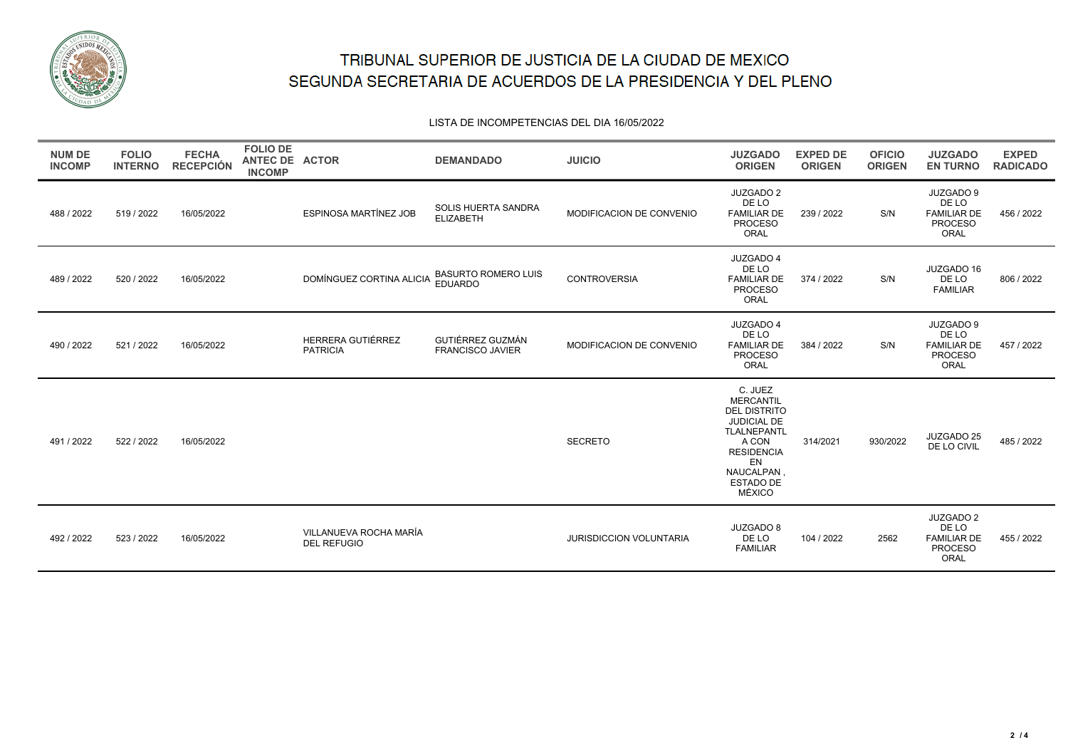# TRIBUNAL SUPERIOR DE JUSTICIA DE LA CIUDAD DE MEXICO
# SEGUNDA SECRETARIA DE ACUERDOS DE LA PRESIDENCIA Y DEL PLENO

LISTA DE INCOMPETENCIAS DEL DIA 16/05/2022

| NUM DE INCOMP | FOLIO INTERNO | FECHA RECEPCIÓN | FOLIO DE ANTEC DE INCOMP | ACTOR | DEMANDADO | JUICIO | JUZGADO ORIGEN | EXPED DE ORIGEN | OFICIO ORIGEN | JUZGADO EN TURNO | EXPED RADICADO |
|---|---|---|---|---|---|---|---|---|---|---|---|
| 488 / 2022 | 519 / 2022 | 16/05/2022 | | ESPINOSA MARTÍNEZ JOB | SOLIS HUERTA SANDRA ELIZABETH | MODIFICACION DE CONVENIO | JUZGADO 2 DE LO FAMILIAR DE PROCESO ORAL | 239 / 2022 | S/N | JUZGADO 9 DE LO FAMILIAR DE PROCESO ORAL | 456 / 2022 |
| 489 / 2022 | 520 / 2022 | 16/05/2022 | | DOMÍNGUEZ CORTINA ALICIA | BASURTO ROMERO LUIS EDUARDO | CONTROVERSIA | JUZGADO 4 DE LO FAMILIAR DE PROCESO ORAL | 374 / 2022 | S/N | JUZGADO 16 DE LO FAMILIAR | 806 / 2022 |
| 490 / 2022 | 521 / 2022 | 16/05/2022 | | HERRERA GUTIÉRREZ PATRICIA | GUTIÉRREZ GUZMÁN FRANCISCO JAVIER | MODIFICACION DE CONVENIO | JUZGADO 4 DE LO FAMILIAR DE PROCESO ORAL | 384 / 2022 | S/N | JUZGADO 9 DE LO FAMILIAR DE PROCESO ORAL | 457 / 2022 |
| 491 / 2022 | 522 / 2022 | 16/05/2022 | | | | SECRETO | C. JUEZ MERCANTIL DEL DISTRITO JUDICIAL DE TLALNEPANTLA CON RESIDENCIA EN NAUCALPAN , ESTADO DE MÉXICO | 314/2021 | 930/2022 | JUZGADO 25 DE LO CIVIL | 485 / 2022 |
| 492 / 2022 | 523 / 2022 | 16/05/2022 | | VILLANUEVA ROCHA MARÍA DEL REFUGIO | | JURISDICCION VOLUNTARIA | JUZGADO 8 DE LO FAMILIAR | 104 / 2022 | 2562 | JUZGADO 2 DE LO FAMILIAR DE PROCESO ORAL | 455 / 2022 |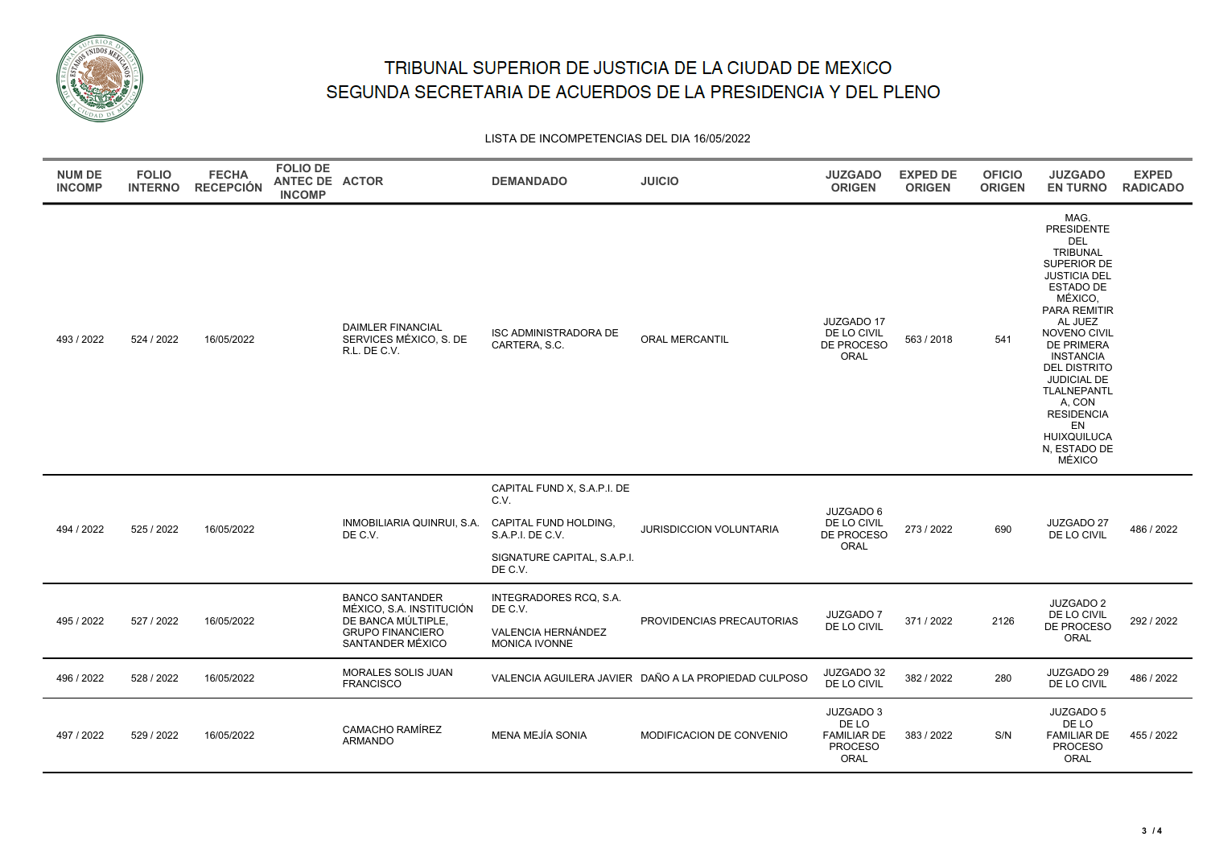# TRIBUNAL SUPERIOR DE JUSTICIA DE LA CIUDAD DE MEXICO
## SEGUNDA SECRETARIA DE ACUERDOS DE LA PRESIDENCIA Y DEL PLENO

LISTA DE INCOMPETENCIAS DEL DIA 16/05/2022

| NUM DE INCOMP | FOLIO INTERNO | FECHA RECEPCIÓN | FOLIO DE ANTEC DE INCOMP | ACTOR | DEMANDADO | JUICIO | JUZGADO ORIGEN | EXPED DE ORIGEN | OFICIO ORIGEN | JUZGADO EN TURNO | EXPED RADICADO |
|---|---|---|---|---|---|---|---|---|---|---|---|
| 493 / 2022 | 524 / 2022 | 16/05/2022 | | DAIMLER FINANCIAL SERVICES MÉXICO, S. DE R.L. DE C.V. | ISC ADMINISTRADORA DE CARTERA, S.C. | ORAL MERCANTIL | JUZGADO 17 DE LO CIVIL DE PROCESO ORAL | 563 / 2018 | 541 | MAG. PRESIDENTE DEL TRIBUNAL SUPERIOR DE JUSTICIA DEL ESTADO DE MÉXICO, PARA REMITIR AL JUEZ NOVENO CIVIL DE PRIMERA INSTANCIA DEL DISTRITO JUDICIAL DE TLALNEPANTLA, CON RESIDENCIA EN HUIXQUILUCAN, ESTADO DE MÉXICO | |
| 494 / 2022 | 525 / 2022 | 16/05/2022 | | INMOBILIARIA QUINRUI, S.A. DE C.V. | CAPITAL FUND X, S.A.P.I. DE C.V.<br>CAPITAL FUND HOLDING, S.A.P.I. DE C.V.<br>SIGNATURE CAPITAL, S.A.P.I. DE C.V. | JURISDICCION VOLUNTARIA | JUZGADO 6 DE LO CIVIL DE PROCESO ORAL | 273 / 2022 | 690 | JUZGADO 27 DE LO CIVIL | 486 / 2022 |
| 495 / 2022 | 527 / 2022 | 16/05/2022 | | BANCO SANTANDER MÉXICO, S.A. INSTITUCIÓN DE BANCA MÚLTIPLE, GRUPO FINANCIERO SANTANDER MÉXICO | INTEGRADORES RCQ, S.A. DE C.V.<br>VALENCIA HERNÁNDEZ MONICA IVONNE | PROVIDENCIAS PRECAUTORIAS | JUZGADO 7 DE LO CIVIL | 371 / 2022 | 2126 | JUZGADO 2 DE LO CIVIL DE PROCESO ORAL | 292 / 2022 |
| 496 / 2022 | 528 / 2022 | 16/05/2022 | | MORALES SOLIS JUAN FRANCISCO | VALENCIA AGUILERA JAVIER | DAÑO A LA PROPIEDAD CULPOSO | JUZGADO 32 DE LO CIVIL | 382 / 2022 | 280 | JUZGADO 29 DE LO CIVIL | 486 / 2022 |
| 497 / 2022 | 529 / 2022 | 16/05/2022 | | CAMACHO RAMÍREZ ARMANDO | MENA MEJÍA SONIA | MODIFICACION DE CONVENIO | JUZGADO 3 DE LO FAMILIAR DE PROCESO ORAL | 383 / 2022 | S/N | JUZGADO 5 DE LO FAMILIAR DE PROCESO ORAL | 455 / 2022 |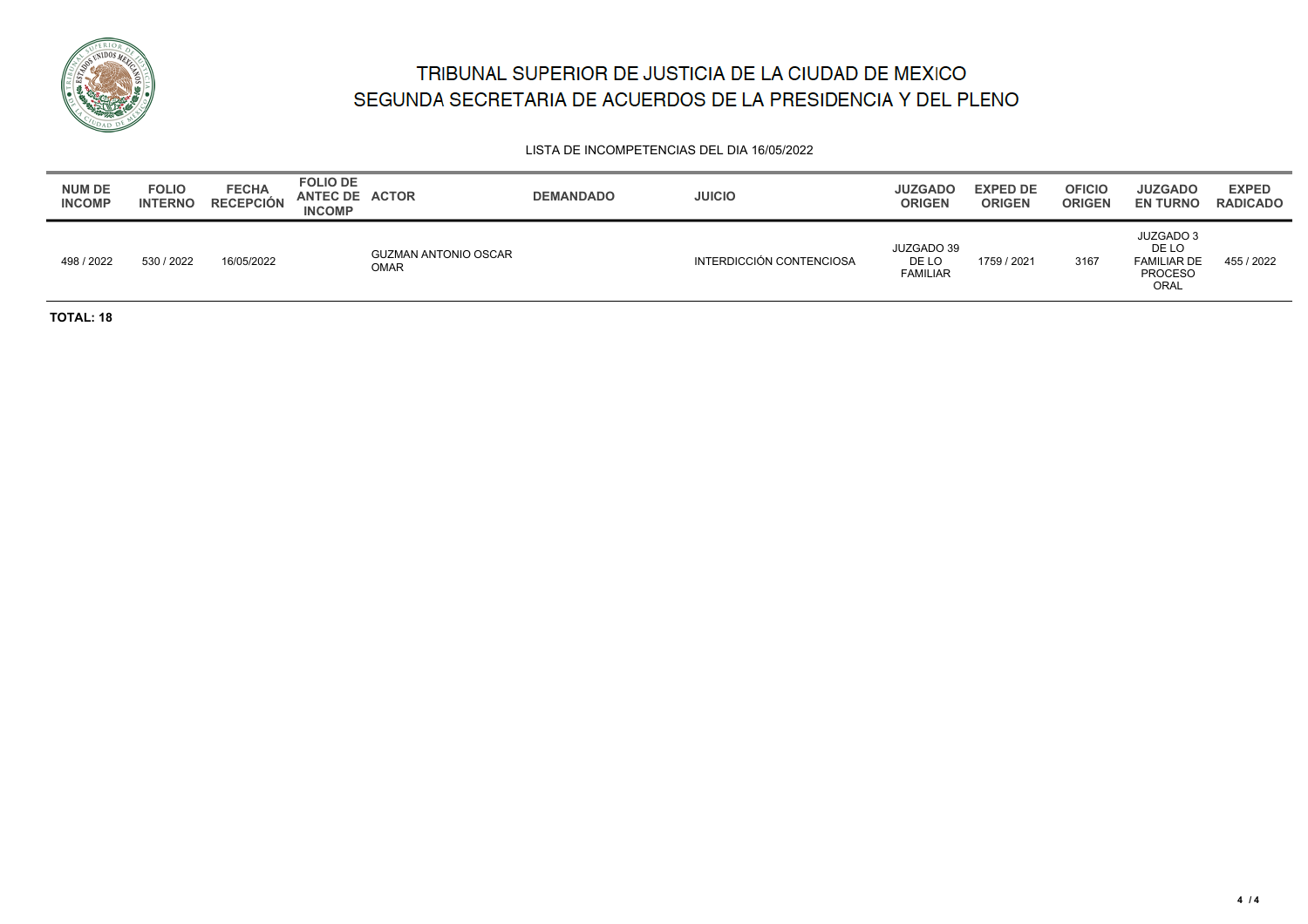# TRIBUNAL SUPERIOR DE JUSTICIA DE LA CIUDAD DE MEXICO
## SEGUNDA SECRETARIA DE ACUERDOS DE LA PRESIDENCIA Y DEL PLENO

LISTA DE INCOMPETENCIAS DEL DIA 16/05/2022

| NUM DE INCOMP | FOLIO INTERNO | FECHA RECEPCIÓN | FOLIO DE ANTEC DE INCOMP | ACTOR | DEMANDADO | JUICIO | JUZGADO ORIGEN | EXPED DE ORIGEN | OFICIO ORIGEN | JUZGADO EN TURNO | EXPED RADICADO |
|---|---|---|---|---|---|---|---|---|---|---|---|
| 498 / 2022 | 530 / 2022 | 16/05/2022 | | GUZMAN ANTONIO OSCAR OMAR | | INTERDICCIÓN CONTENCIOSA | JUZGADO 39 DE LO FAMILIAR | 1759 / 2021 | 3167 | JUZGADO 3 DE LO FAMILIAR DE PROCESO ORAL | 455 / 2022 |

**TOTAL: 18**